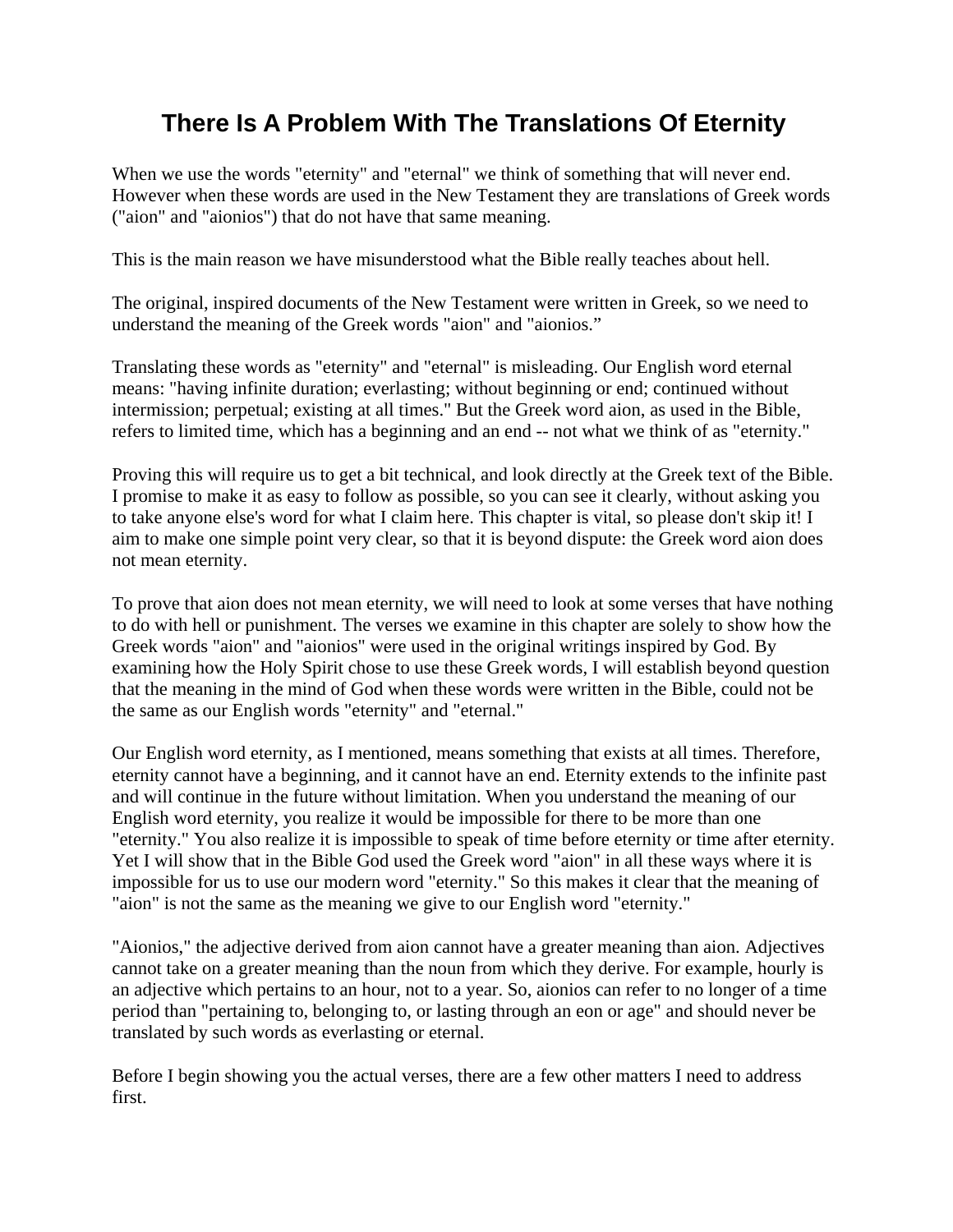# There Is A Problem With The Translations Of Eternity

When we use the words "eternity" and "eternal" we think of something that will never end. However when these words are used in the New Testament they are translations of Greek words ("aion" and "aionios") that do not have that same meaning.

This is the main reason we have misunderstood what the Bible really teaches about hell.

The original, inspired documents of the New Testament were written in Greek, so we need to understand the meaning of the Greek words "aion" and "aionios."

Translating these words as "eternity" and "eternal" is misleading. Our English word eternal means: "having infinite duration; everlasting; without beginning or end; continued without intermission; perpetual; existing at all times." But the Greek word aion, as used in the Bible, refers to limited time, which has a beginning and an end -- not what we think of as "eternity."

Proving this will require us to get a bit technical, and look directly at the Greek text of the Bible. I promise to make it as easy to follow as possible, so you can see it clearly, without asking you to take anyone else's word for what I claim here. This chapter is vital, so please don't skip it! I aim to make one simple point very clear, so that it is beyond dispute: the Greek word aion does not mean eternity.

To prove that aion does not mean eternity, we will need to look at some verses that have nothing to do with hell or punishment. The verses we examine in this chapter are solely to show how the Greek words "aion" and "aionios" were used in the original writings inspired by God. By examining how the Holy Spirit chose to use these Greek words, I will establish beyond question that the meaning in the mind of God when these words were written in the Bible, could not be the same as our English words "eternity" and "eternal."

Our English word eternity, as I mentioned, means something that exists at all times. Therefore, eternity cannot have a beginning, and it cannot have an end. Eternity extends to the infinite past and will continue in the future without limitation. When you understand the meaning of our English word eternity, you realize it would be impossible for there to be more than one "eternity." You also realize it is impossible to speak of time before eternity or time after eternity. Yet I will show that in the Bible God used the Greek word "aion" in all these ways where it is impossible for us to use our modern word "eternity." So this makes it clear that the meaning of "aion" is not the same as the meaning we give to our English word "eternity."

"Aionios," the adjective derived from aion cannot have a greater meaning than aion. Adjectives cannot take on a greater meaning than the noun from which they derive. For example, hourly is an adjective which pertains to an hour, not to a year. So, aionios can refer to no longer of a time period than "pertaining to, belonging to, or lasting through an eon or age" and should never be translated by such words as everlasting or eternal.

Before I begin showing you the actual verses, there are a few other matters I need to address first.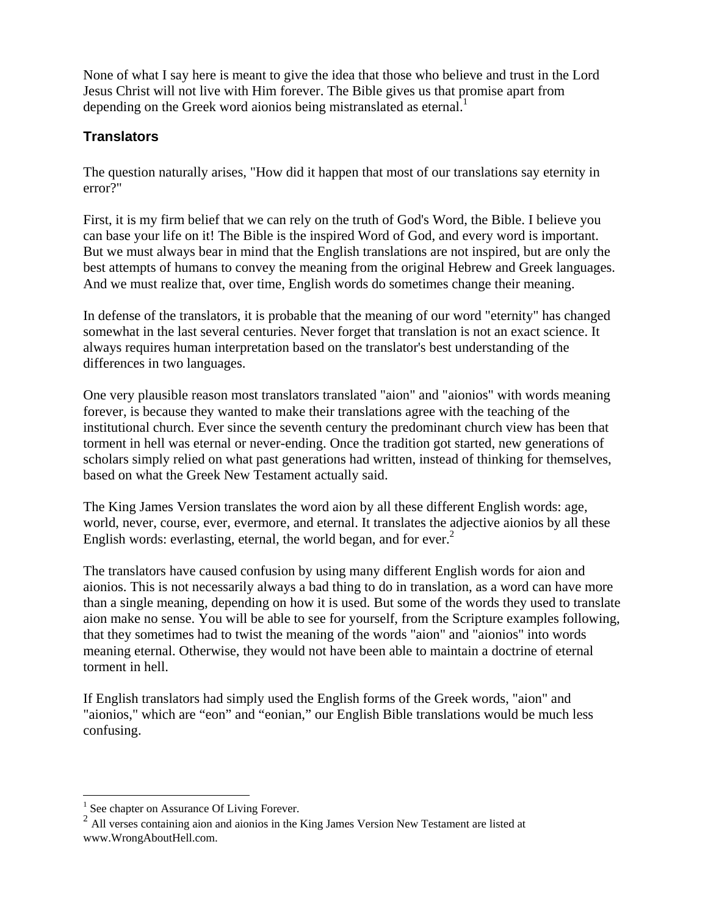None of what I say here is meant to give the idea that those who believe and trust in the Lord Jesus Christ will not live with Him forever. The Bible gives us that promise apart from depending on the Greek word aionios being mistranslated as eternal.[1]

### Translators

The question naturally arises, "How did it happen that most of our translations say eternity in error?"

First, it is my firm belief that we can rely on the truth of God's Word, the Bible. I believe you can base your life on it! The Bible is the inspired Word of God, and every word is important. But we must always bear in mind that the English translations are not inspired, but are only the best attempts of humans to convey the meaning from the original Hebrew and Greek languages. And we must realize that, over time, English words do sometimes change their meaning.

In defense of the translators, it is probable that the meaning of our word "eternity" has changed somewhat in the last several centuries. Never forget that translation is not an exact science. It always requires human interpretation based on the translator's best understanding of the differences in two languages.

One very plausible reason most translators translated "aion" and "aionios" with words meaning forever, is because they wanted to make their translations agree with the teaching of the institutional church. Ever since the seventh century the predominant church view has been that torment in hell was eternal or never-ending. Once the tradition got started, new generations of scholars simply relied on what past generations had written, instead of thinking for themselves, based on what the Greek New Testament actually said.

The King James Version translates the word aion by all these different English words: age, world, never, course, ever, evermore, and eternal. It translates the adjective aionios by all these English words: everlasting, eternal, the world began, and for ever.[2]

The translators have caused confusion by using many different English words for aion and aionios. This is not necessarily always a bad thing to do in translation, as a word can have more than a single meaning, depending on how it is used. But some of the words they used to translate aion make no sense. You will be able to see for yourself, from the Scripture examples following, that they sometimes had to twist the meaning of the words "aion" and "aionios" into words meaning eternal. Otherwise, they would not have been able to maintain a doctrine of eternal torment in hell.

If English translators had simply used the English forms of the Greek words, "aion" and "aionios," which are "eon" and "eonian," our English Bible translations would be much less confusing.

---

[1] See chapter on Assurance Of Living Forever.

[2] All verses containing aion and aionios in the King James Version New Testament are listed at www.WrongAboutHell.com.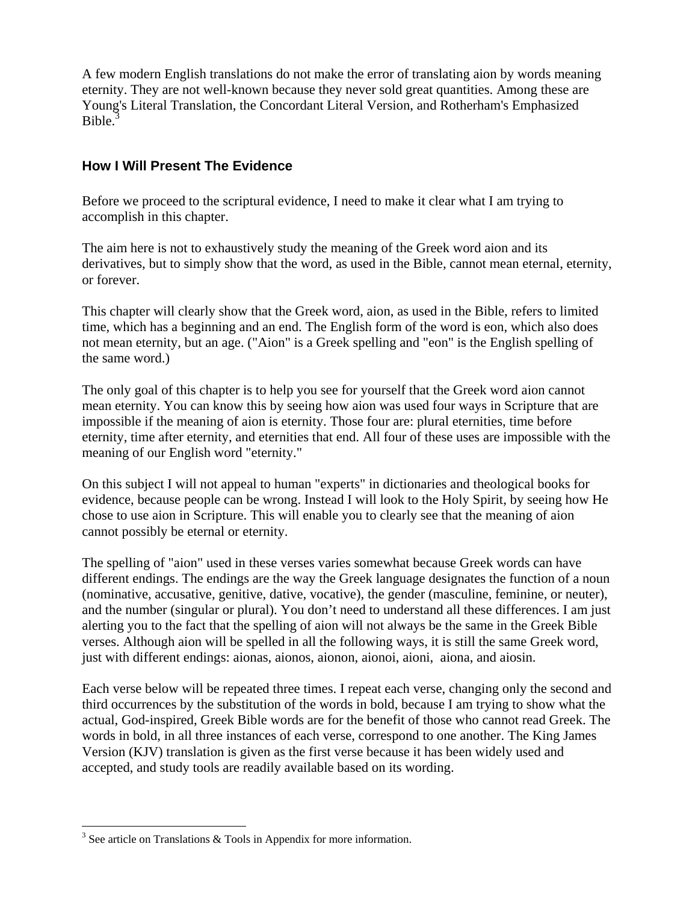A few modern English translations do not make the error of translating aion by words meaning eternity. They are not well-known because they never sold great quantities. Among these are Young's Literal Translation, the Concordant Literal Version, and Rotherham's Emphasized Bible.[3]

### How I Will Present The Evidence

Before we proceed to the scriptural evidence, I need to make it clear what I am trying to accomplish in this chapter.

The aim here is not to exhaustively study the meaning of the Greek word aion and its derivatives, but to simply show that the word, as used in the Bible, cannot mean eternal, eternity, or forever.

This chapter will clearly show that the Greek word, aion, as used in the Bible, refers to limited time, which has a beginning and an end. The English form of the word is eon, which also does not mean eternity, but an age. ("Aion" is a Greek spelling and "eon" is the English spelling of the same word.)

The only goal of this chapter is to help you see for yourself that the Greek word aion cannot mean eternity. You can know this by seeing how aion was used four ways in Scripture that are impossible if the meaning of aion is eternity. Those four are: plural eternities, time before eternity, time after eternity, and eternities that end. All four of these uses are impossible with the meaning of our English word "eternity."

On this subject I will not appeal to human "experts" in dictionaries and theological books for evidence, because people can be wrong. Instead I will look to the Holy Spirit, by seeing how He chose to use aion in Scripture. This will enable you to clearly see that the meaning of aion cannot possibly be eternal or eternity.

The spelling of "aion" used in these verses varies somewhat because Greek words can have different endings. The endings are the way the Greek language designates the function of a noun (nominative, accusative, genitive, dative, vocative), the gender (masculine, feminine, or neuter), and the number (singular or plural). You don't need to understand all these differences. I am just alerting you to the fact that the spelling of aion will not always be the same in the Greek Bible verses. Although aion will be spelled in all the following ways, it is still the same Greek word, just with different endings: aionas, aionos, aionon, aionoi, aioni, aiona, and aiosin.

Each verse below will be repeated three times. I repeat each verse, changing only the second and third occurrences by the substitution of the words in bold, because I am trying to show what the actual, God-inspired, Greek Bible words are for the benefit of those who cannot read Greek. The words in bold, in all three instances of each verse, correspond to one another. The King James Version (KJV) translation is given as the first verse because it has been widely used and accepted, and study tools are readily available based on its wording.

---

[3] See article on Translations & Tools in Appendix for more information.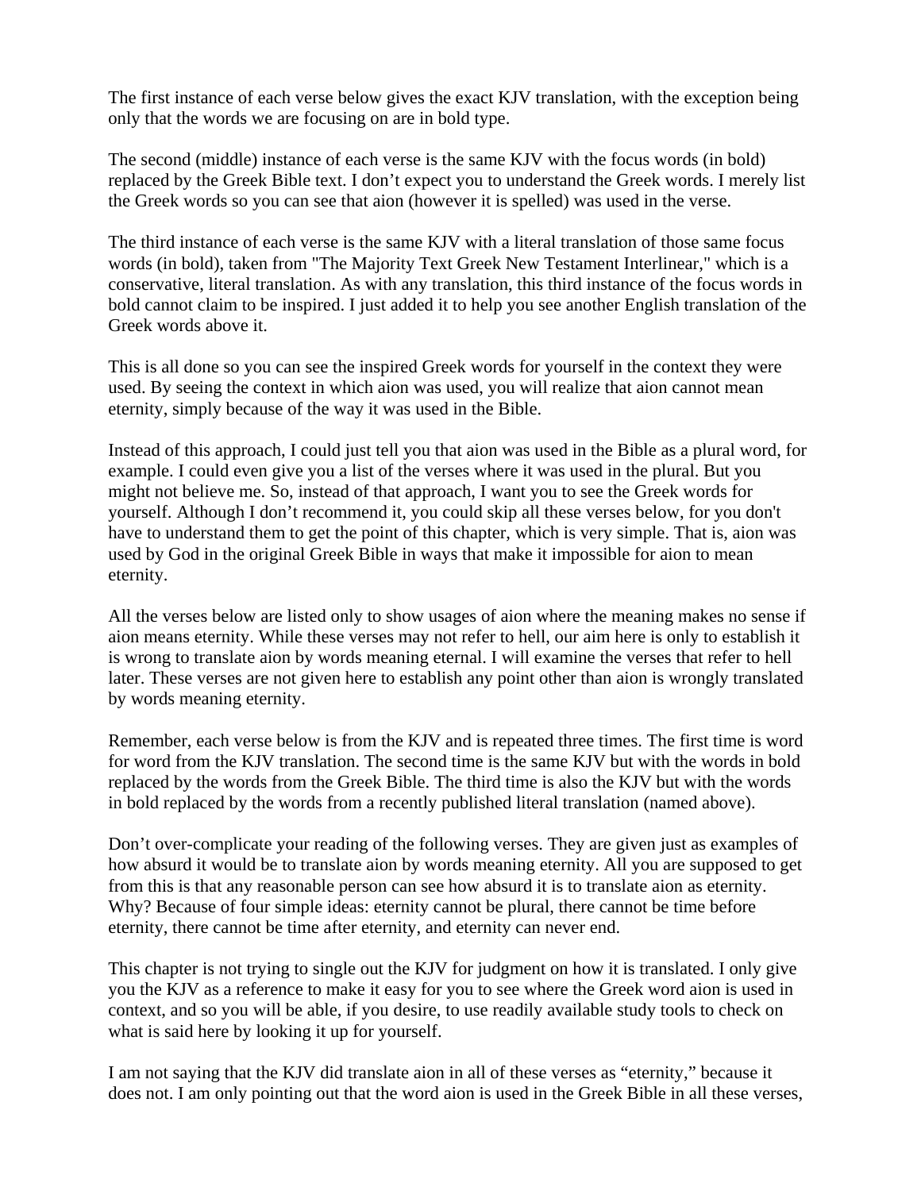The first instance of each verse below gives the exact KJV translation, with the exception being only that the words we are focusing on are in bold type.

The second (middle) instance of each verse is the same KJV with the focus words (in bold) replaced by the Greek Bible text. I don't expect you to understand the Greek words. I merely list the Greek words so you can see that aion (however it is spelled) was used in the verse.

The third instance of each verse is the same KJV with a literal translation of those same focus words (in bold), taken from "The Majority Text Greek New Testament Interlinear," which is a conservative, literal translation. As with any translation, this third instance of the focus words in bold cannot claim to be inspired. I just added it to help you see another English translation of the Greek words above it.

This is all done so you can see the inspired Greek words for yourself in the context they were used. By seeing the context in which aion was used, you will realize that aion cannot mean eternity, simply because of the way it was used in the Bible.

Instead of this approach, I could just tell you that aion was used in the Bible as a plural word, for example. I could even give you a list of the verses where it was used in the plural. But you might not believe me. So, instead of that approach, I want you to see the Greek words for yourself. Although I don't recommend it, you could skip all these verses below, for you don't have to understand them to get the point of this chapter, which is very simple. That is, aion was used by God in the original Greek Bible in ways that make it impossible for aion to mean eternity.

All the verses below are listed only to show usages of aion where the meaning makes no sense if aion means eternity. While these verses may not refer to hell, our aim here is only to establish it is wrong to translate aion by words meaning eternal. I will examine the verses that refer to hell later. These verses are not given here to establish any point other than aion is wrongly translated by words meaning eternity.

Remember, each verse below is from the KJV and is repeated three times. The first time is word for word from the KJV translation. The second time is the same KJV but with the words in bold replaced by the words from the Greek Bible. The third time is also the KJV but with the words in bold replaced by the words from a recently published literal translation (named above).

Don't over-complicate your reading of the following verses. They are given just as examples of how absurd it would be to translate aion by words meaning eternity. All you are supposed to get from this is that any reasonable person can see how absurd it is to translate aion as eternity. Why? Because of four simple ideas: eternity cannot be plural, there cannot be time before eternity, there cannot be time after eternity, and eternity can never end.

This chapter is not trying to single out the KJV for judgment on how it is translated. I only give you the KJV as a reference to make it easy for you to see where the Greek word aion is used in context, and so you will be able, if you desire, to use readily available study tools to check on what is said here by looking it up for yourself.

I am not saying that the KJV did translate aion in all of these verses as "eternity," because it does not. I am only pointing out that the word aion is used in the Greek Bible in all these verses,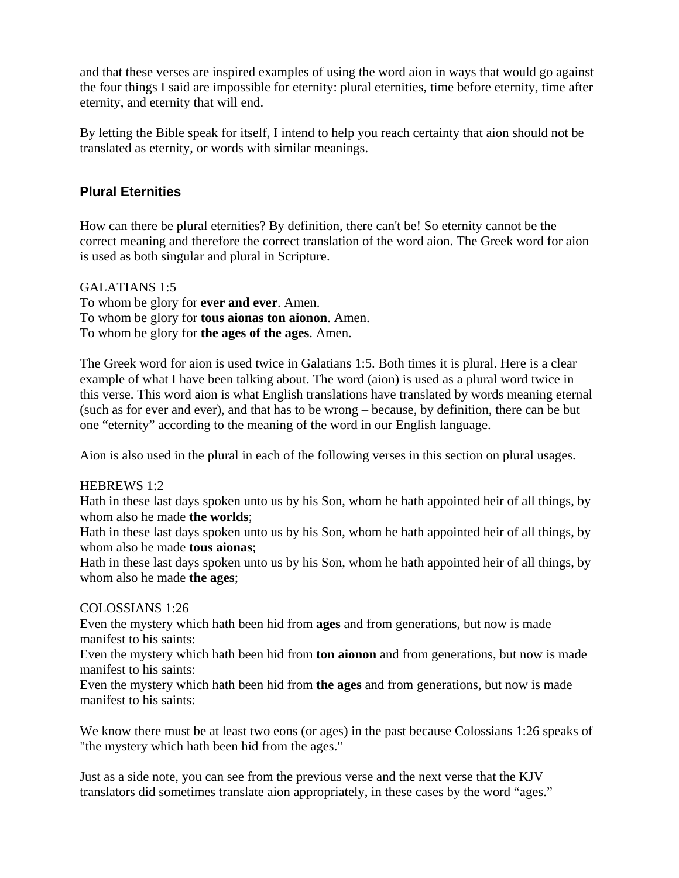and that these verses are inspired examples of using the word aion in ways that would go against the four things I said are impossible for eternity: plural eternities, time before eternity, time after eternity, and eternity that will end.

By letting the Bible speak for itself, I intend to help you reach certainty that aion should not be translated as eternity, or words with similar meanings.

### Plural Eternities

How can there be plural eternities? By definition, there can't be! So eternity cannot be the correct meaning and therefore the correct translation of the word aion. The Greek word for aion is used as both singular and plural in Scripture.

GALATIANS 1:5
To whom be glory for **ever and ever**. Amen.
To whom be glory for **tous aionas ton aionon**. Amen.
To whom be glory for **the ages of the ages**. Amen.

The Greek word for aion is used twice in Galatians 1:5. Both times it is plural. Here is a clear example of what I have been talking about. The word (aion) is used as a plural word twice in this verse. This word aion is what English translations have translated by words meaning eternal (such as for ever and ever), and that has to be wrong – because, by definition, there can be but one "eternity" according to the meaning of the word in our English language.

Aion is also used in the plural in each of the following verses in this section on plural usages.

HEBREWS 1:2
Hath in these last days spoken unto us by his Son, whom he hath appointed heir of all things, by whom also he made **the worlds**;
Hath in these last days spoken unto us by his Son, whom he hath appointed heir of all things, by whom also he made **tous aionas**;
Hath in these last days spoken unto us by his Son, whom he hath appointed heir of all things, by whom also he made **the ages**;

COLOSSIANS 1:26
Even the mystery which hath been hid from **ages** and from generations, but now is made manifest to his saints:
Even the mystery which hath been hid from **ton aionon** and from generations, but now is made manifest to his saints:
Even the mystery which hath been hid from **the ages** and from generations, but now is made manifest to his saints:

We know there must be at least two eons (or ages) in the past because Colossians 1:26 speaks of "the mystery which hath been hid from the ages."

Just as a side note, you can see from the previous verse and the next verse that the KJV translators did sometimes translate aion appropriately, in these cases by the word "ages."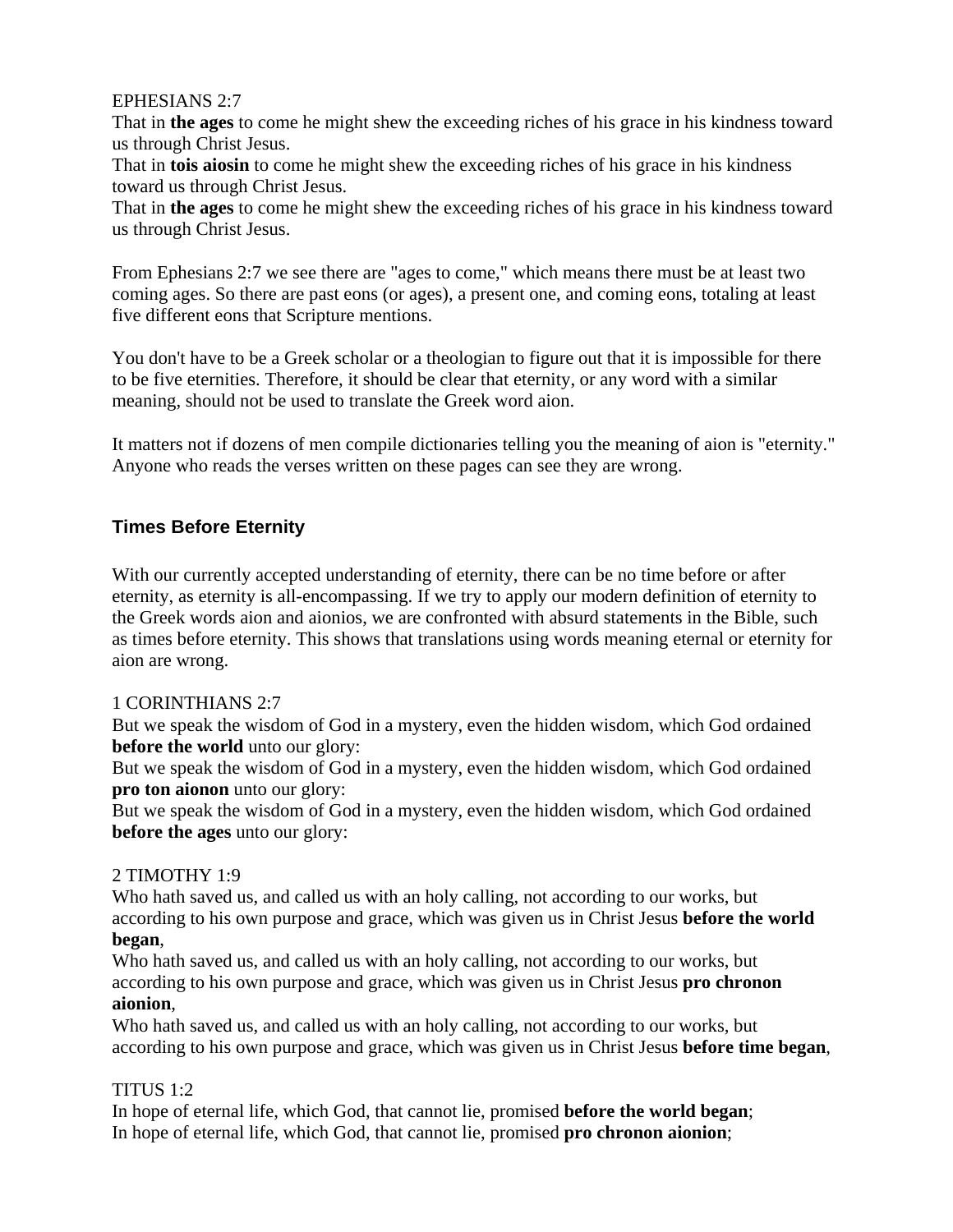EPHESIANS 2:7
That in **the ages** to come he might shew the exceeding riches of his grace in his kindness toward us through Christ Jesus.
That in **tois aiosin** to come he might shew the exceeding riches of his grace in his kindness toward us through Christ Jesus.
That in **the ages** to come he might shew the exceeding riches of his grace in his kindness toward us through Christ Jesus.

From Ephesians 2:7 we see there are "ages to come," which means there must be at least two coming ages. So there are past eons (or ages), a present one, and coming eons, totaling at least five different eons that Scripture mentions.

You don't have to be a Greek scholar or a theologian to figure out that it is impossible for there to be five eternities. Therefore, it should be clear that eternity, or any word with a similar meaning, should not be used to translate the Greek word aion.

It matters not if dozens of men compile dictionaries telling you the meaning of aion is "eternity." Anyone who reads the verses written on these pages can see they are wrong.

## Times Before Eternity

With our currently accepted understanding of eternity, there can be no time before or after eternity, as eternity is all-encompassing. If we try to apply our modern definition of eternity to the Greek words aion and aionios, we are confronted with absurd statements in the Bible, such as times before eternity. This shows that translations using words meaning eternal or eternity for aion are wrong.

1 CORINTHIANS 2:7
But we speak the wisdom of God in a mystery, even the hidden wisdom, which God ordained **before the world** unto our glory:
But we speak the wisdom of God in a mystery, even the hidden wisdom, which God ordained **pro ton aionon** unto our glory:
But we speak the wisdom of God in a mystery, even the hidden wisdom, which God ordained **before the ages** unto our glory:

2 TIMOTHY 1:9
Who hath saved us, and called us with an holy calling, not according to our works, but according to his own purpose and grace, which was given us in Christ Jesus **before the world began**,
Who hath saved us, and called us with an holy calling, not according to our works, but according to his own purpose and grace, which was given us in Christ Jesus **pro chronon aionion**,
Who hath saved us, and called us with an holy calling, not according to our works, but according to his own purpose and grace, which was given us in Christ Jesus **before time began**,

TITUS 1:2
In hope of eternal life, which God, that cannot lie, promised **before the world began**;
In hope of eternal life, which God, that cannot lie, promised **pro chronon aionion**;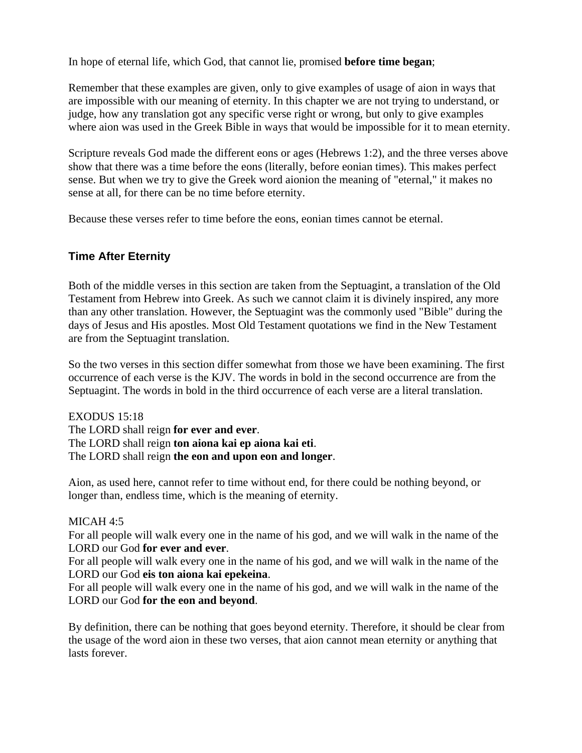In hope of eternal life, which God, that cannot lie, promised **before time began**;

Remember that these examples are given, only to give examples of usage of aion in ways that are impossible with our meaning of eternity. In this chapter we are not trying to understand, or judge, how any translation got any specific verse right or wrong, but only to give examples where aion was used in the Greek Bible in ways that would be impossible for it to mean eternity.

Scripture reveals God made the different eons or ages (Hebrews 1:2), and the three verses above show that there was a time before the eons (literally, before eonian times). This makes perfect sense. But when we try to give the Greek word aionion the meaning of "eternal," it makes no sense at all, for there can be no time before eternity.

Because these verses refer to time before the eons, eonian times cannot be eternal.

### Time After Eternity

Both of the middle verses in this section are taken from the Septuagint, a translation of the Old Testament from Hebrew into Greek. As such we cannot claim it is divinely inspired, any more than any other translation. However, the Septuagint was the commonly used "Bible" during the days of Jesus and His apostles. Most Old Testament quotations we find in the New Testament are from the Septuagint translation.

So the two verses in this section differ somewhat from those we have been examining. The first occurrence of each verse is the KJV. The words in bold in the second occurrence are from the Septuagint. The words in bold in the third occurrence of each verse are a literal translation.

EXODUS 15:18
The LORD shall reign **for ever and ever**.
The LORD shall reign **ton aiona kai ep aiona kai eti**.
The LORD shall reign **the eon and upon eon and longer**.

Aion, as used here, cannot refer to time without end, for there could be nothing beyond, or longer than, endless time, which is the meaning of eternity.

MICAH 4:5
For all people will walk every one in the name of his god, and we will walk in the name of the LORD our God **for ever and ever**.
For all people will walk every one in the name of his god, and we will walk in the name of the LORD our God **eis ton aiona kai epekeina**.
For all people will walk every one in the name of his god, and we will walk in the name of the LORD our God **for the eon and beyond**.

By definition, there can be nothing that goes beyond eternity. Therefore, it should be clear from the usage of the word aion in these two verses, that aion cannot mean eternity or anything that lasts forever.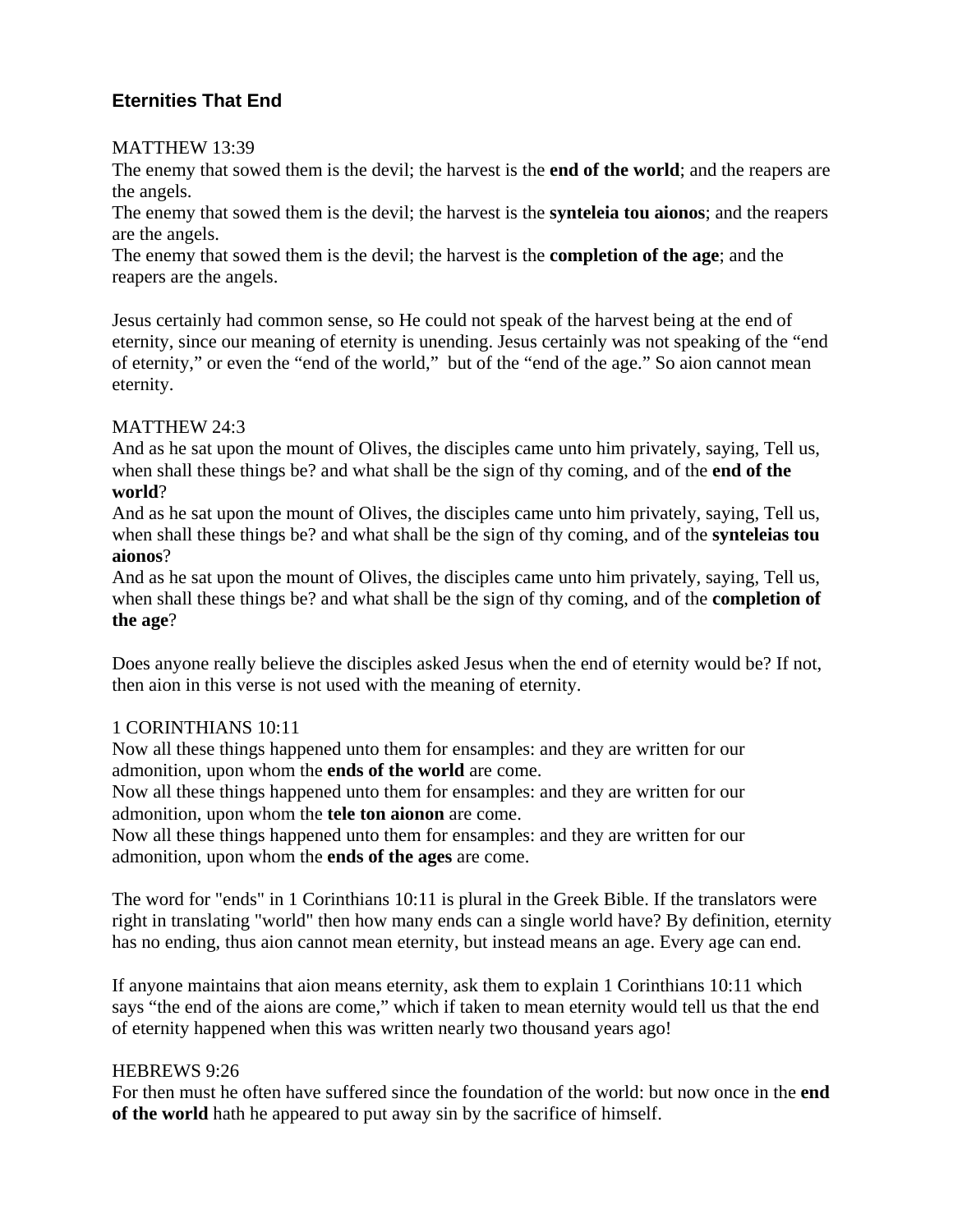## Eternities That End

MATTHEW 13:39
The enemy that sowed them is the devil; the harvest is the **end of the world**; and the reapers are the angels.
The enemy that sowed them is the devil; the harvest is the **synteleia tou aionos**; and the reapers are the angels.
The enemy that sowed them is the devil; the harvest is the **completion of the age**; and the reapers are the angels.

Jesus certainly had common sense, so He could not speak of the harvest being at the end of eternity, since our meaning of eternity is unending. Jesus certainly was not speaking of the "end of eternity," or even the "end of the world," but of the "end of the age." So aion cannot mean eternity.

MATTHEW 24:3
And as he sat upon the mount of Olives, the disciples came unto him privately, saying, Tell us, when shall these things be? and what shall be the sign of thy coming, and of the **end of the world**?
And as he sat upon the mount of Olives, the disciples came unto him privately, saying, Tell us, when shall these things be? and what shall be the sign of thy coming, and of the **synteleias tou aionos**?
And as he sat upon the mount of Olives, the disciples came unto him privately, saying, Tell us, when shall these things be? and what shall be the sign of thy coming, and of the **completion of the age**?

Does anyone really believe the disciples asked Jesus when the end of eternity would be? If not, then aion in this verse is not used with the meaning of eternity.

1 CORINTHIANS 10:11
Now all these things happened unto them for ensamples: and they are written for our admonition, upon whom the **ends of the world** are come.
Now all these things happened unto them for ensamples: and they are written for our admonition, upon whom the **tele ton aionon** are come.
Now all these things happened unto them for ensamples: and they are written for our admonition, upon whom the **ends of the ages** are come.

The word for "ends" in 1 Corinthians 10:11 is plural in the Greek Bible. If the translators were right in translating "world" then how many ends can a single world have? By definition, eternity has no ending, thus aion cannot mean eternity, but instead means an age. Every age can end.

If anyone maintains that aion means eternity, ask them to explain 1 Corinthians 10:11 which says "the end of the aions are come," which if taken to mean eternity would tell us that the end of eternity happened when this was written nearly two thousand years ago!

HEBREWS 9:26
For then must he often have suffered since the foundation of the world: but now once in the **end of the world** hath he appeared to put away sin by the sacrifice of himself.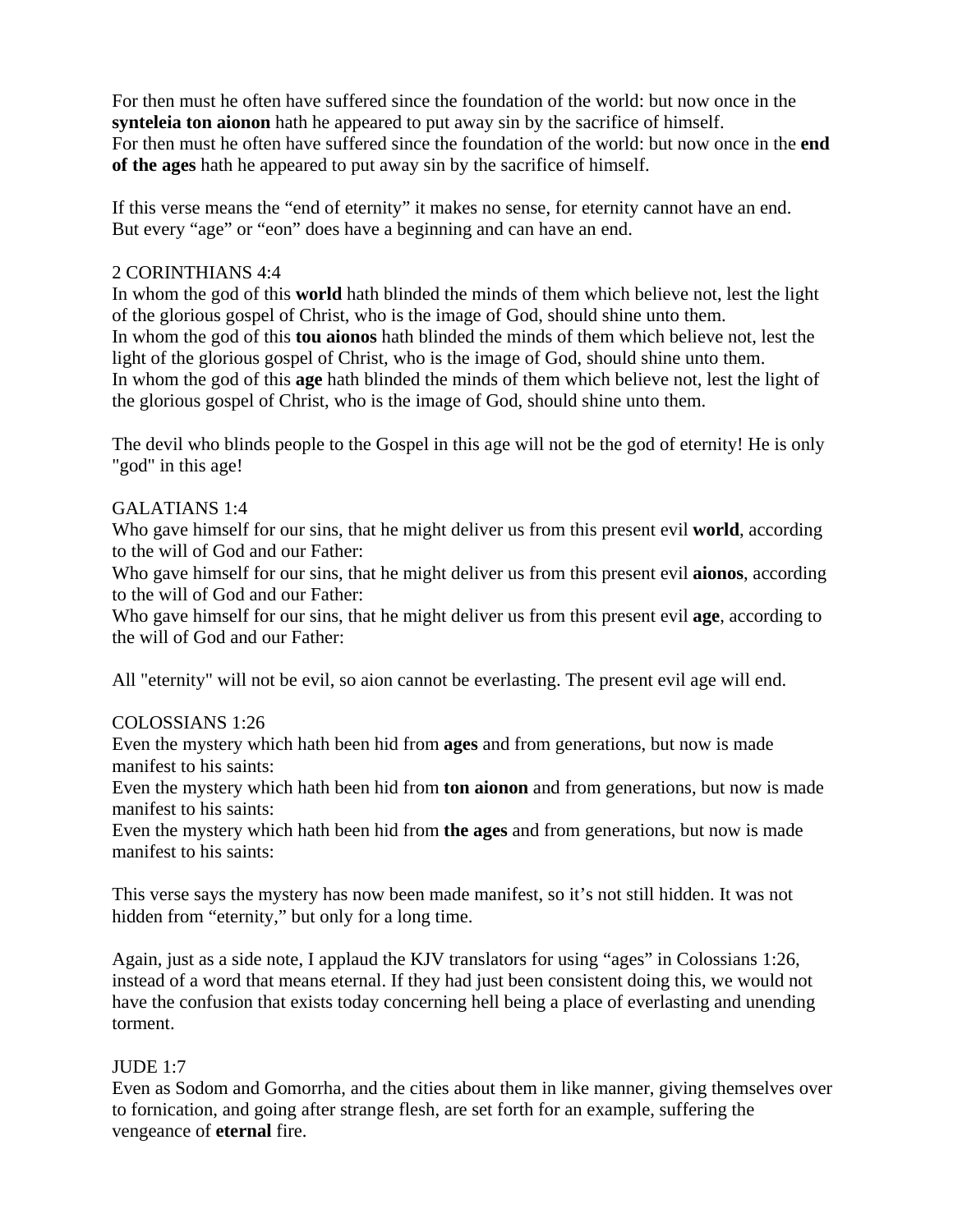For then must he often have suffered since the foundation of the world: but now once in the **synteleia ton aionon** hath he appeared to put away sin by the sacrifice of himself.
For then must he often have suffered since the foundation of the world: but now once in the **end of the ages** hath he appeared to put away sin by the sacrifice of himself.

If this verse means the "end of eternity" it makes no sense, for eternity cannot have an end. But every "age" or "eon" does have a beginning and can have an end.

2 CORINTHIANS 4:4
In whom the god of this **world** hath blinded the minds of them which believe not, lest the light of the glorious gospel of Christ, who is the image of God, should shine unto them.
In whom the god of this **tou aionos** hath blinded the minds of them which believe not, lest the light of the glorious gospel of Christ, who is the image of God, should shine unto them.
In whom the god of this **age** hath blinded the minds of them which believe not, lest the light of the glorious gospel of Christ, who is the image of God, should shine unto them.

The devil who blinds people to the Gospel in this age will not be the god of eternity! He is only "god" in this age!

GALATIANS 1:4
Who gave himself for our sins, that he might deliver us from this present evil **world**, according to the will of God and our Father:
Who gave himself for our sins, that he might deliver us from this present evil **aionos**, according to the will of God and our Father:
Who gave himself for our sins, that he might deliver us from this present evil **age**, according to the will of God and our Father:

All "eternity" will not be evil, so aion cannot be everlasting. The present evil age will end.

COLOSSIANS 1:26
Even the mystery which hath been hid from **ages** and from generations, but now is made manifest to his saints:
Even the mystery which hath been hid from **ton aionon** and from generations, but now is made manifest to his saints:
Even the mystery which hath been hid from **the ages** and from generations, but now is made manifest to his saints:

This verse says the mystery has now been made manifest, so it's not still hidden. It was not hidden from "eternity," but only for a long time.

Again, just as a side note, I applaud the KJV translators for using "ages" in Colossians 1:26, instead of a word that means eternal. If they had just been consistent doing this, we would not have the confusion that exists today concerning hell being a place of everlasting and unending torment.

JUDE 1:7
Even as Sodom and Gomorrha, and the cities about them in like manner, giving themselves over to fornication, and going after strange flesh, are set forth for an example, suffering the vengeance of **eternal** fire.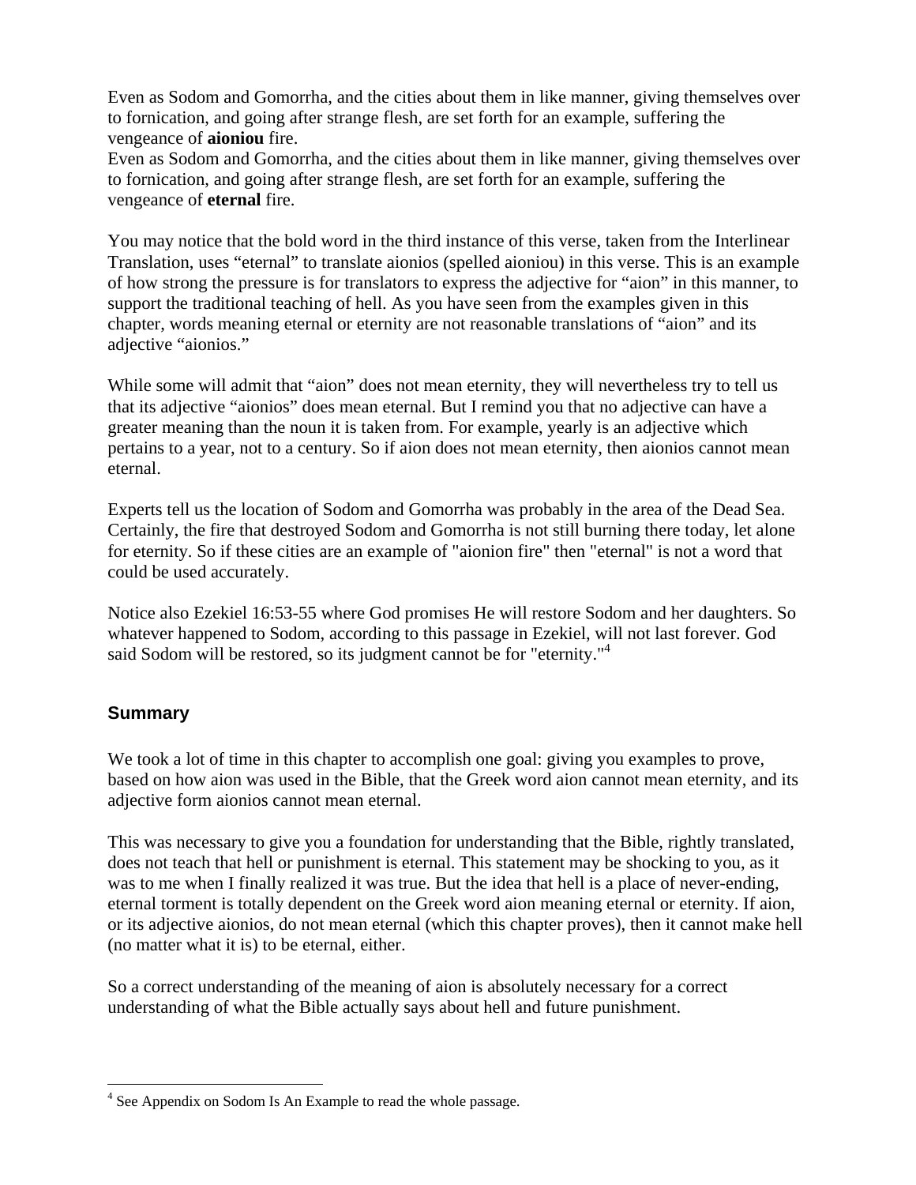Even as Sodom and Gomorrha, and the cities about them in like manner, giving themselves over to fornication, and going after strange flesh, are set forth for an example, suffering the vengeance of **aioniou** fire.
Even as Sodom and Gomorrha, and the cities about them in like manner, giving themselves over to fornication, and going after strange flesh, are set forth for an example, suffering the vengeance of **eternal** fire.

You may notice that the bold word in the third instance of this verse, taken from the Interlinear Translation, uses "eternal" to translate aionios (spelled aioniou) in this verse. This is an example of how strong the pressure is for translators to express the adjective for "aion" in this manner, to support the traditional teaching of hell. As you have seen from the examples given in this chapter, words meaning eternal or eternity are not reasonable translations of "aion" and its adjective "aionios."

While some will admit that "aion" does not mean eternity, they will nevertheless try to tell us that its adjective "aionios" does mean eternal. But I remind you that no adjective can have a greater meaning than the noun it is taken from. For example, yearly is an adjective which pertains to a year, not to a century. So if aion does not mean eternity, then aionios cannot mean eternal.

Experts tell us the location of Sodom and Gomorrha was probably in the area of the Dead Sea. Certainly, the fire that destroyed Sodom and Gomorrha is not still burning there today, let alone for eternity. So if these cities are an example of "aionion fire" then "eternal" is not a word that could be used accurately.

Notice also Ezekiel 16:53-55 where God promises He will restore Sodom and her daughters. So whatever happened to Sodom, according to this passage in Ezekiel, will not last forever. God said Sodom will be restored, so its judgment cannot be for "eternity."[4]

## Summary

We took a lot of time in this chapter to accomplish one goal: giving you examples to prove, based on how aion was used in the Bible, that the Greek word aion cannot mean eternity, and its adjective form aionios cannot mean eternal.

This was necessary to give you a foundation for understanding that the Bible, rightly translated, does not teach that hell or punishment is eternal. This statement may be shocking to you, as it was to me when I finally realized it was true. But the idea that hell is a place of never-ending, eternal torment is totally dependent on the Greek word aion meaning eternal or eternity. If aion, or its adjective aionios, do not mean eternal (which this chapter proves), then it cannot make hell (no matter what it is) to be eternal, either.

So a correct understanding of the meaning of aion is absolutely necessary for a correct understanding of what the Bible actually says about hell and future punishment.

---

[4] See Appendix on Sodom Is An Example to read the whole passage.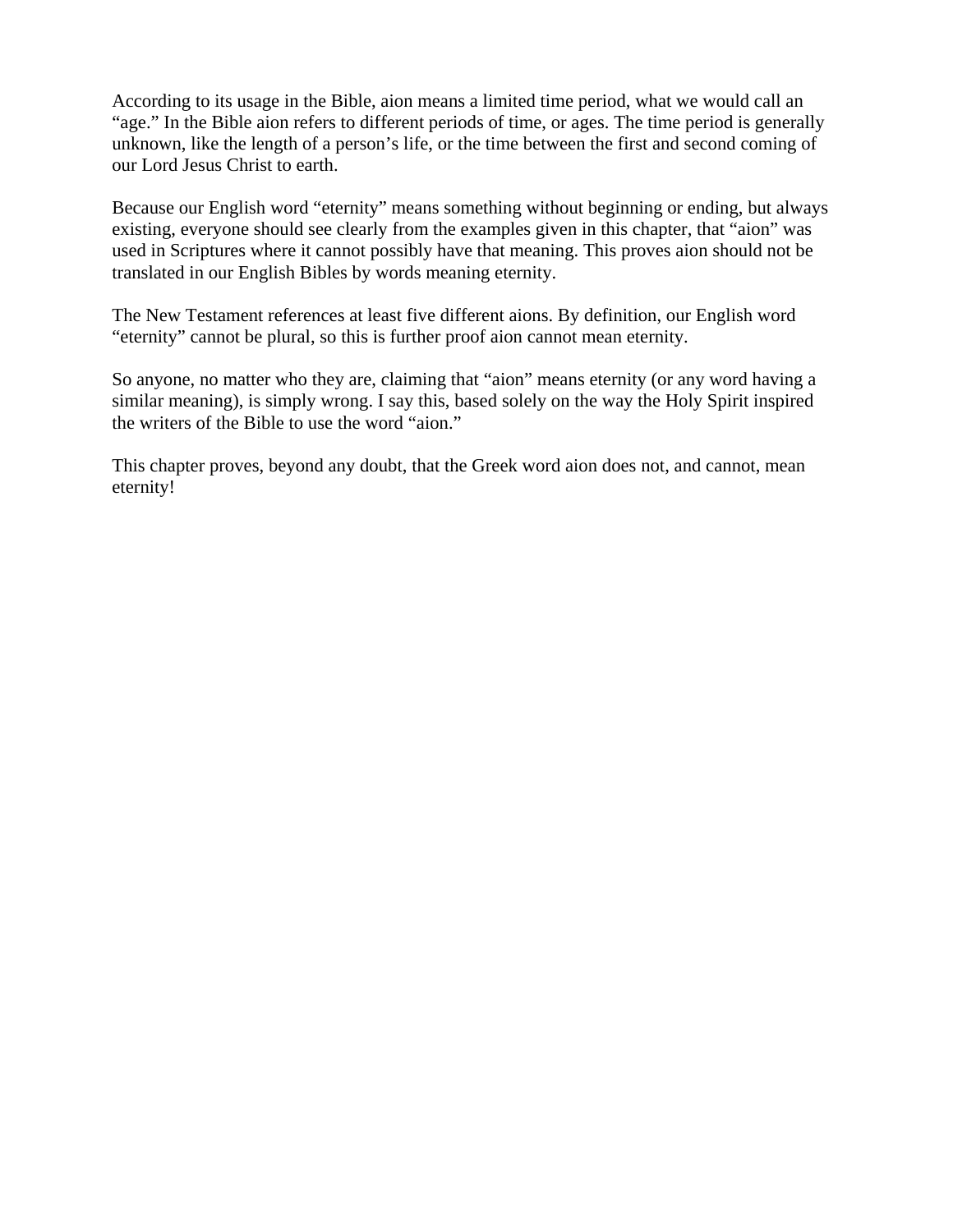According to its usage in the Bible, aion means a limited time period, what we would call an "age." In the Bible aion refers to different periods of time, or ages. The time period is generally unknown, like the length of a person's life, or the time between the first and second coming of our Lord Jesus Christ to earth.

Because our English word "eternity" means something without beginning or ending, but always existing, everyone should see clearly from the examples given in this chapter, that "aion" was used in Scriptures where it cannot possibly have that meaning. This proves aion should not be translated in our English Bibles by words meaning eternity.

The New Testament references at least five different aions. By definition, our English word "eternity" cannot be plural, so this is further proof aion cannot mean eternity.

So anyone, no matter who they are, claiming that "aion" means eternity (or any word having a similar meaning), is simply wrong. I say this, based solely on the way the Holy Spirit inspired the writers of the Bible to use the word "aion."

This chapter proves, beyond any doubt, that the Greek word aion does not, and cannot, mean eternity!